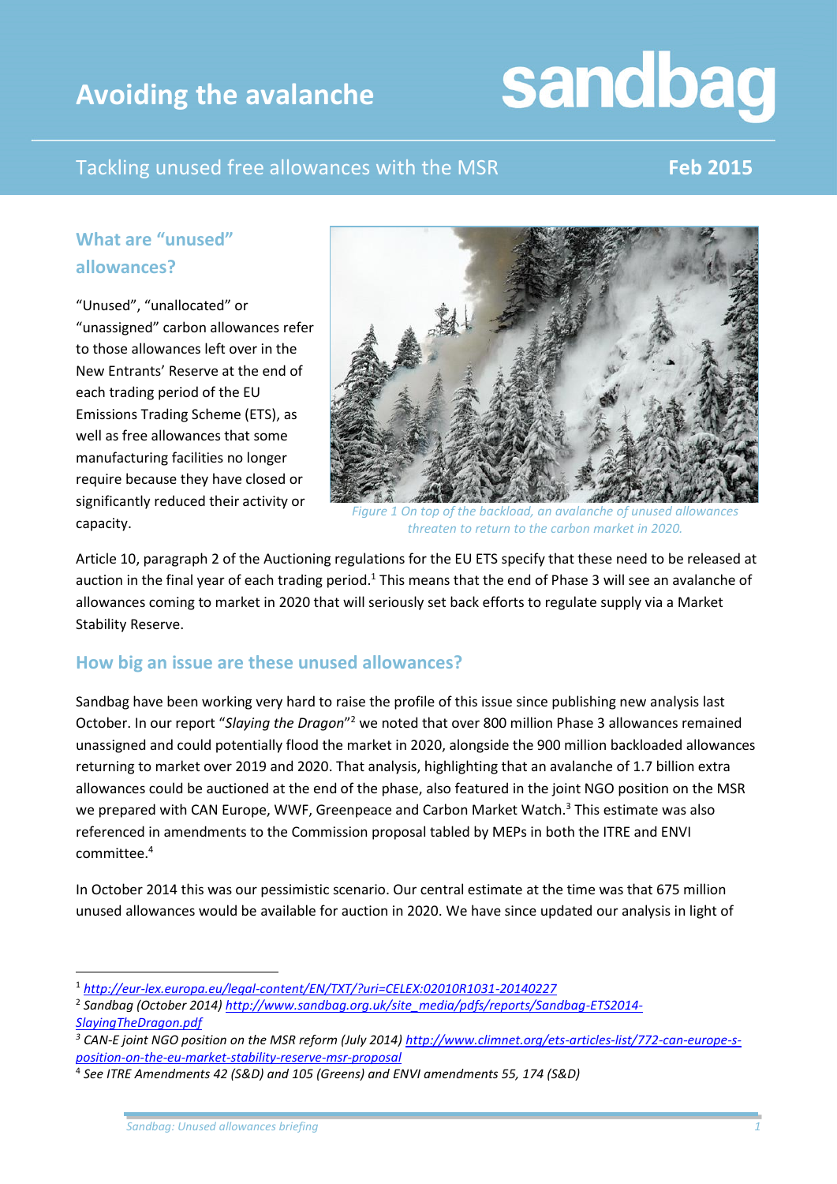# Avoiding the avalanche

sandbag

## Tackling unused free allowances with the MSR

**Feb 2015**

## What are "unused" allowances?

"Unused", "unallocated" or "unassigned" carbon allowances refer to those allowances left over in the New Entrants' Reserve at the end of each trading period of the EU Emissions Trading Scheme (ETS), as well as free allowances that some manufacturing facilities no longer require because they have closed or significantly reduced their activity or capacity.

*Figure 1 On top of the backload, an avalanche of unused allowances threaten to return to the carbon market in 2020.*

Article 10, paragraph 2 of the Auctioning regulations for the EU ETS specify that these need to be released at auction in the final year of each trading period.[1] This means that the end of Phase 3 will see an avalanche of allowances coming to market in 2020 that will seriously set back efforts to regulate supply via a Market Stability Reserve.

## How big an issue are these unused allowances?

Sandbag have been working very hard to raise the profile of this issue since publishing new analysis last October. In our report "*Slaying the Dragon*"[2] we noted that over 800 million Phase 3 allowances remained unassigned and could potentially flood the market in 2020, alongside the 900 million backloaded allowances returning to market over 2019 and 2020. That analysis, highlighting that an avalanche of 1.7 billion extra allowances could be auctioned at the end of the phase, also featured in the joint NGO position on the MSR we prepared with CAN Europe, WWF, Greenpeace and Carbon Market Watch.[3] This estimate was also referenced in amendments to the Commission proposal tabled by MEPs in both the ITRE and ENVI committee.[4]

In October 2014 this was our pessimistic scenario. Our central estimate at the time was that 675 million unused allowances would be available for auction in 2020. We have since updated our analysis in light of

---

[1] http://eur-lex.europa.eu/legal-content/EN/TXT/?uri=CELEX:02010R1031-20140227

[2] Sandbag (October 2014) http://www.sandbag.org.uk/site_media/pdfs/reports/Sandbag-ETS2014-SlayingTheDragon.pdf

[3] CAN-E joint NGO position on the MSR reform (July 2014) http://www.climnet.org/ets-articles-list/772-can-europe-s-position-on-the-eu-market-stability-reserve-msr-proposal

[4] See ITRE Amendments 42 (S&D) and 105 (Greens) and ENVI amendments 55, 174 (S&D)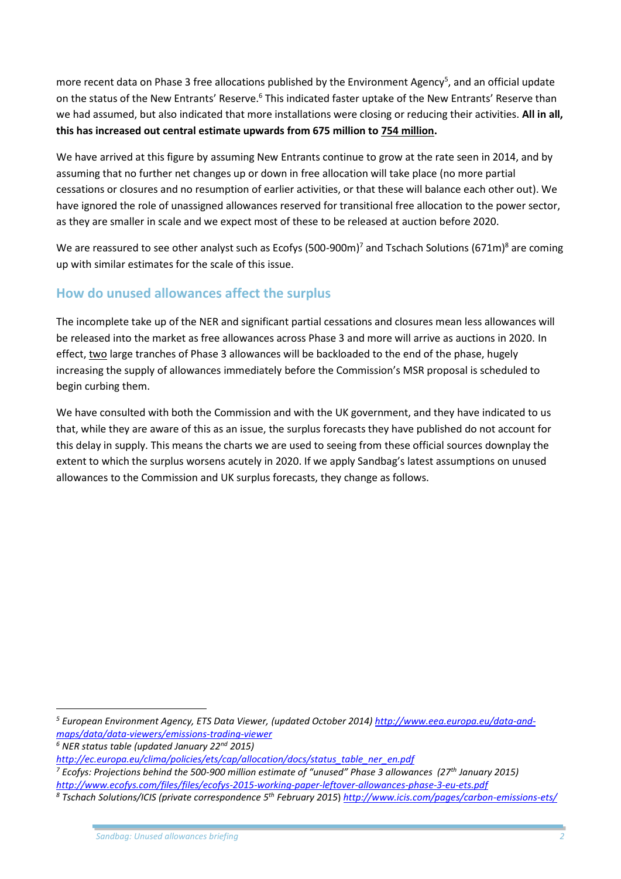more recent data on Phase 3 free allocations published by the Environment Agency[5], and an official update on the status of the New Entrants' Reserve.[6] This indicated faster uptake of the New Entrants' Reserve than we had assumed, but also indicated that more installations were closing or reducing their activities. **All in all, this has increased out central estimate upwards from 675 million to 754 million.**

We have arrived at this figure by assuming New Entrants continue to grow at the rate seen in 2014, and by assuming that no further net changes up or down in free allocation will take place (no more partial cessations or closures and no resumption of earlier activities, or that these will balance each other out). We have ignored the role of unassigned allowances reserved for transitional free allocation to the power sector, as they are smaller in scale and we expect most of these to be released at auction before 2020.

We are reassured to see other analyst such as Ecofys (500-900m)[7] and Tschach Solutions (671m)[8] are coming up with similar estimates for the scale of this issue.

## How do unused allowances affect the surplus

The incomplete take up of the NER and significant partial cessations and closures mean less allowances will be released into the market as free allowances across Phase 3 and more will arrive as auctions in 2020. In effect, two large tranches of Phase 3 allowances will be backloaded to the end of the phase, hugely increasing the supply of allowances immediately before the Commission's MSR proposal is scheduled to begin curbing them.

We have consulted with both the Commission and with the UK government, and they have indicated to us that, while they are aware of this as an issue, the surplus forecasts they have published do not account for this delay in supply. This means the charts we are used to seeing from these official sources downplay the extent to which the surplus worsens acutely in 2020. If we apply Sandbag's latest assumptions on unused allowances to the Commission and UK surplus forecasts, they change as follows.

---

[5] *European Environment Agency, ETS Data Viewer, (updated October 2014) http://www.eea.europa.eu/data-and-maps/data/data-viewers/emissions-trading-viewer*

[6] *NER status table (updated January 22nd 2015) http://ec.europa.eu/clima/policies/ets/cap/allocation/docs/status_table_ner_en.pdf*

[7] *Ecofys: Projections behind the 500-900 million estimate of "unused" Phase 3 allowances (27th January 2015) http://www.ecofys.com/files/files/ecofys-2015-working-paper-leftover-allowances-phase-3-eu-ets.pdf*

[8] *Tschach Solutions/ICIS (private correspondence 5th February 2015) http://www.icis.com/pages/carbon-emissions-ets/*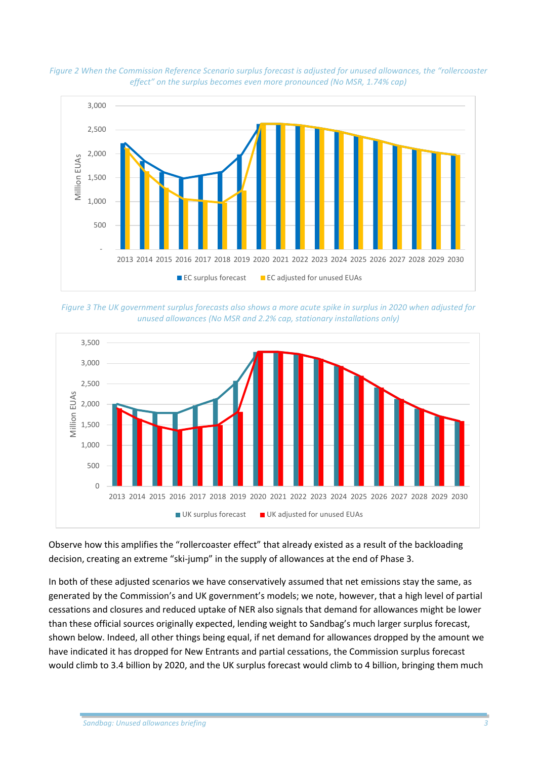*Figure 2 When the Commission Reference Scenario surplus forecast is adjusted for unused allowances, the "rollercoaster effect" on the surplus becomes even more pronounced (No MSR, 1.74% cap)*

*Figure 3 The UK government surplus forecasts also shows a more acute spike in surplus in 2020 when adjusted for unused allowances (No MSR and 2.2% cap, stationary installations only)*

Observe how this amplifies the "rollercoaster effect" that already existed as a result of the backloading decision, creating an extreme "ski-jump" in the supply of allowances at the end of Phase 3.

In both of these adjusted scenarios we have conservatively assumed that net emissions stay the same, as generated by the Commission's and UK government's models; we note, however, that a high level of partial cessations and closures and reduced uptake of NER also signals that demand for allowances might be lower than these official sources originally expected, lending weight to Sandbag's much larger surplus forecast, shown below. Indeed, all other things being equal, if net demand for allowances dropped by the amount we have indicated it has dropped for New Entrants and partial cessations, the Commission surplus forecast would climb to 3.4 billion by 2020, and the UK surplus forecast would climb to 4 billion, bringing them much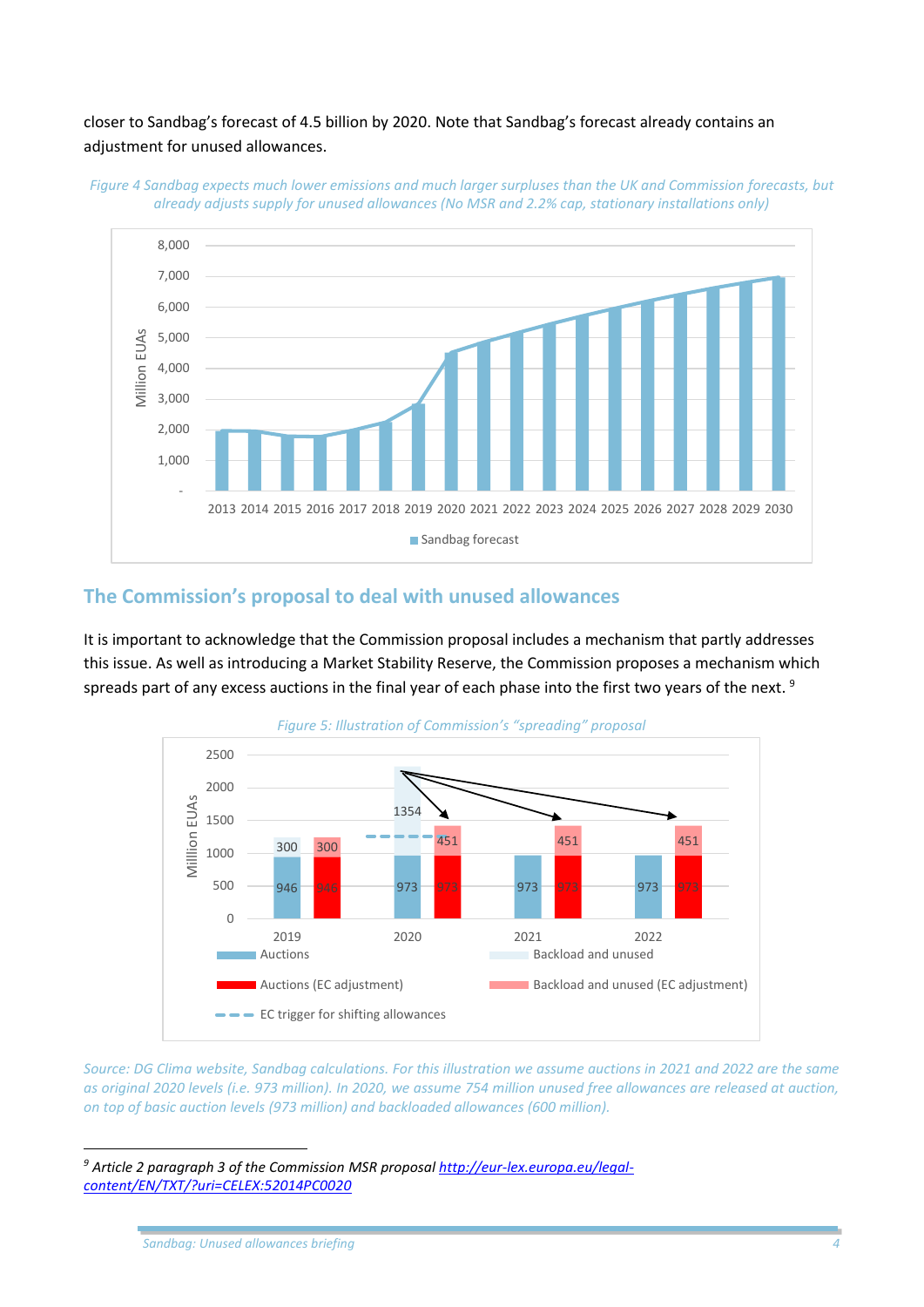closer to Sandbag's forecast of 4.5 billion by 2020. Note that Sandbag's forecast already contains an adjustment for unused allowances.

*Figure 4 Sandbag expects much lower emissions and much larger surpluses than the UK and Commission forecasts, but already adjusts supply for unused allowances (No MSR and 2.2% cap, stationary installations only)*

## The Commission's proposal to deal with unused allowances

It is important to acknowledge that the Commission proposal includes a mechanism that partly addresses this issue. As well as introducing a Market Stability Reserve, the Commission proposes a mechanism which spreads part of any excess auctions in the final year of each phase into the first two years of the next. [9]

*Figure 5: Illustration of Commission's "spreading" proposal*

*Source: DG Clima website, Sandbag calculations. For this illustration we assume auctions in 2021 and 2022 are the same as original 2020 levels (i.e. 973 million). In 2020, we assume 754 million unused free allowances are released at auction, on top of basic auction levels (973 million) and backloaded allowances (600 million).*

---

[9] *Article 2 paragraph 3 of the Commission MSR proposal* http://eur-lex.europa.eu/legal-content/EN/TXT/?uri=CELEX:52014PC0020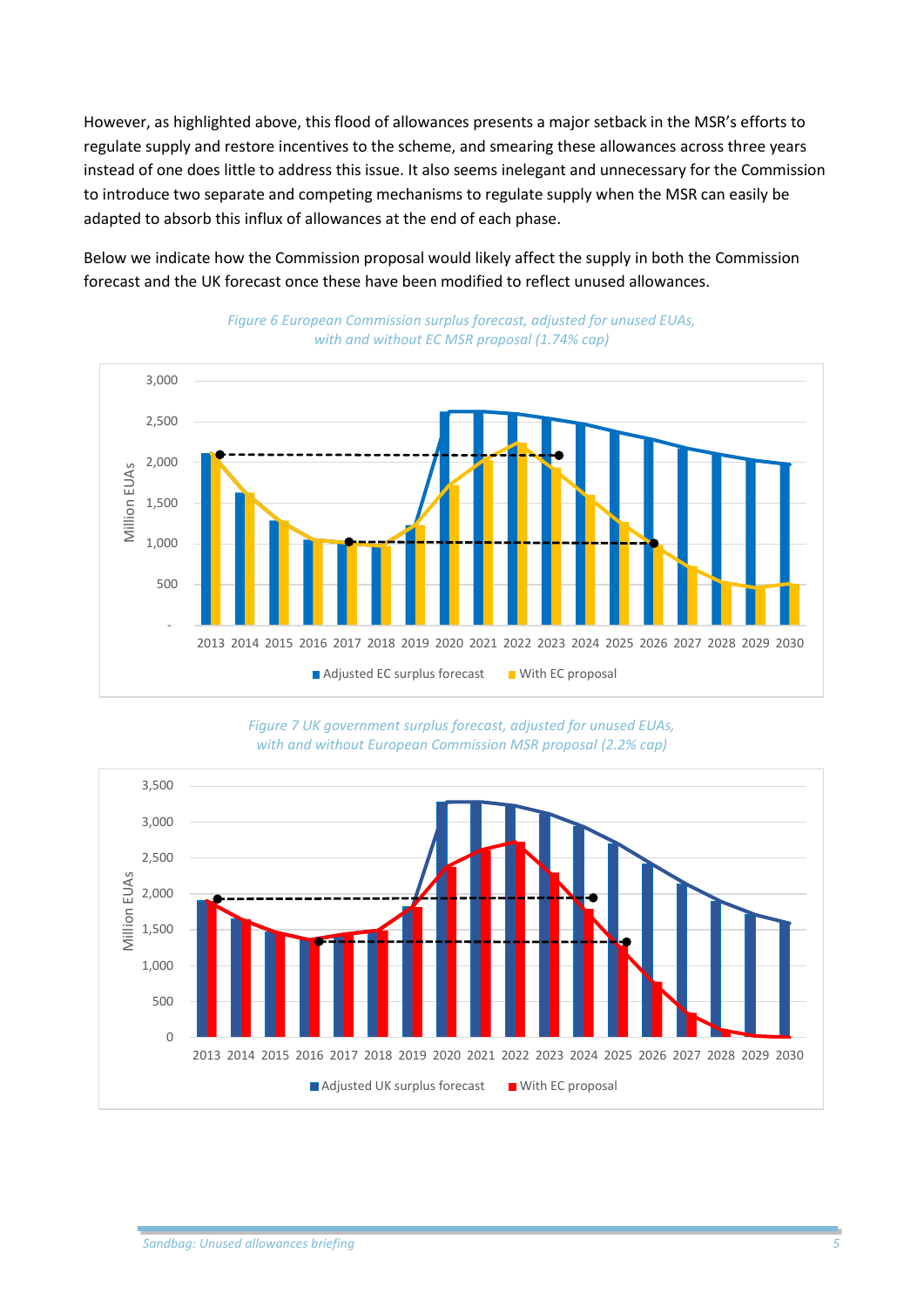However, as highlighted above, this flood of allowances presents a major setback in the MSR's efforts to regulate supply and restore incentives to the scheme, and smearing these allowances across three years instead of one does little to address this issue. It also seems inelegant and unnecessary for the Commission to introduce two separate and competing mechanisms to regulate supply when the MSR can easily be adapted to absorb this influx of allowances at the end of each phase.

Below we indicate how the Commission proposal would likely affect the supply in both the Commission forecast and the UK forecast once these have been modified to reflect unused allowances.

*Figure 6 European Commission surplus forecast, adjusted for unused EUAs, with and without EC MSR proposal (1.74% cap)*

*Figure 7 UK government surplus forecast, adjusted for unused EUAs, with and without European Commission MSR proposal (2.2% cap)*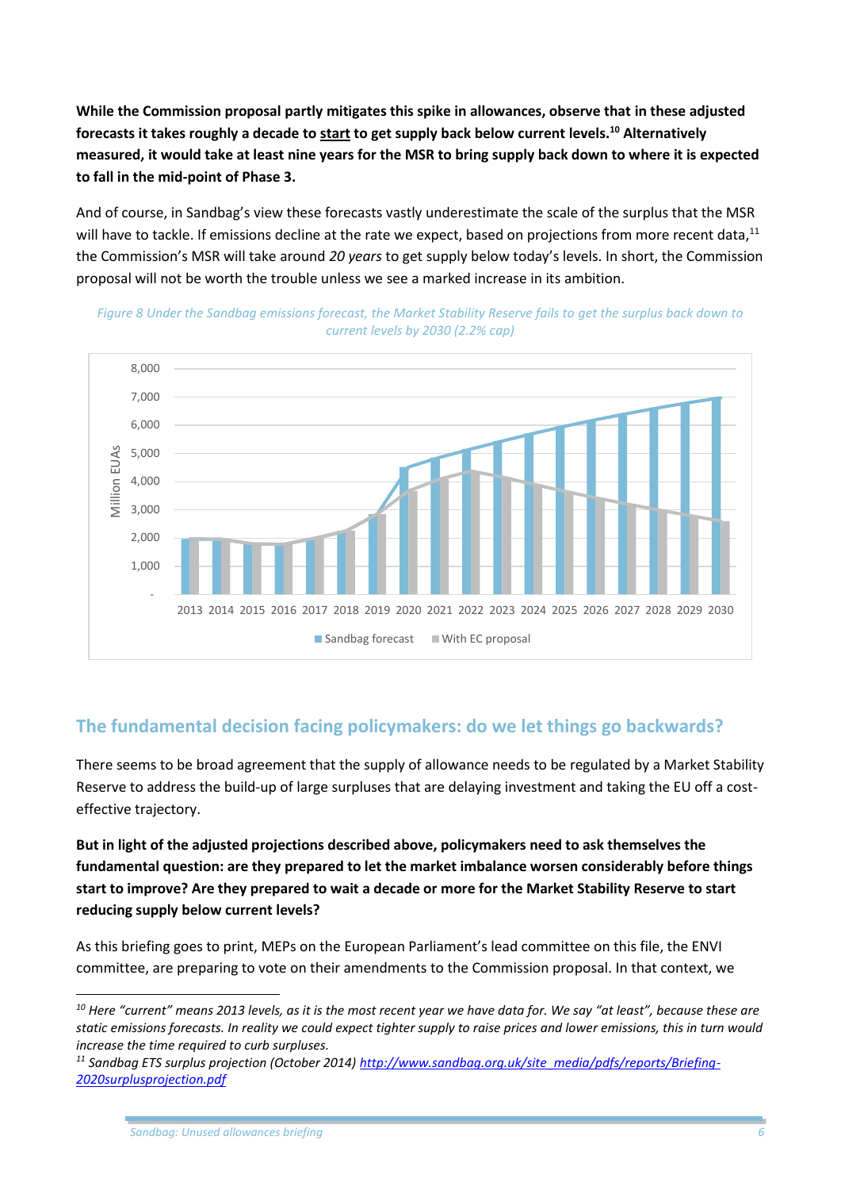**While the Commission proposal partly mitigates this spike in allowances, observe that in these adjusted forecasts it takes roughly a decade to start to get supply back below current levels.[10] Alternatively measured, it would take at least nine years for the MSR to bring supply back down to where it is expected to fall in the mid-point of Phase 3.**

And of course, in Sandbag's view these forecasts vastly underestimate the scale of the surplus that the MSR will have to tackle. If emissions decline at the rate we expect, based on projections from more recent data,[11] the Commission's MSR will take around *20 years* to get supply below today's levels. In short, the Commission proposal will not be worth the trouble unless we see a marked increase in its ambition.

*Figure 8 Under the Sandbag emissions forecast, the Market Stability Reserve fails to get the surplus back down to current levels by 2030 (2.2% cap)*

## The fundamental decision facing policymakers: do we let things go backwards?

There seems to be broad agreement that the supply of allowance needs to be regulated by a Market Stability Reserve to address the build-up of large surpluses that are delaying investment and taking the EU off a cost-effective trajectory.

**But in light of the adjusted projections described above, policymakers need to ask themselves the fundamental question: are they prepared to let the market imbalance worsen considerably before things start to improve? Are they prepared to wait a decade or more for the Market Stability Reserve to start reducing supply below current levels?**

As this briefing goes to print, MEPs on the European Parliament's lead committee on this file, the ENVI committee, are preparing to vote on their amendments to the Commission proposal. In that context, we

---

[10] *Here "current" means 2013 levels, as it is the most recent year we have data for. We say "at least", because these are static emissions forecasts. In reality we could expect tighter supply to raise prices and lower emissions, this in turn would increase the time required to curb surpluses.*

[11] *Sandbag ETS surplus projection (October 2014) http://www.sandbag.org.uk/site_media/pdfs/reports/Briefing-2020surplusprojection.pdf*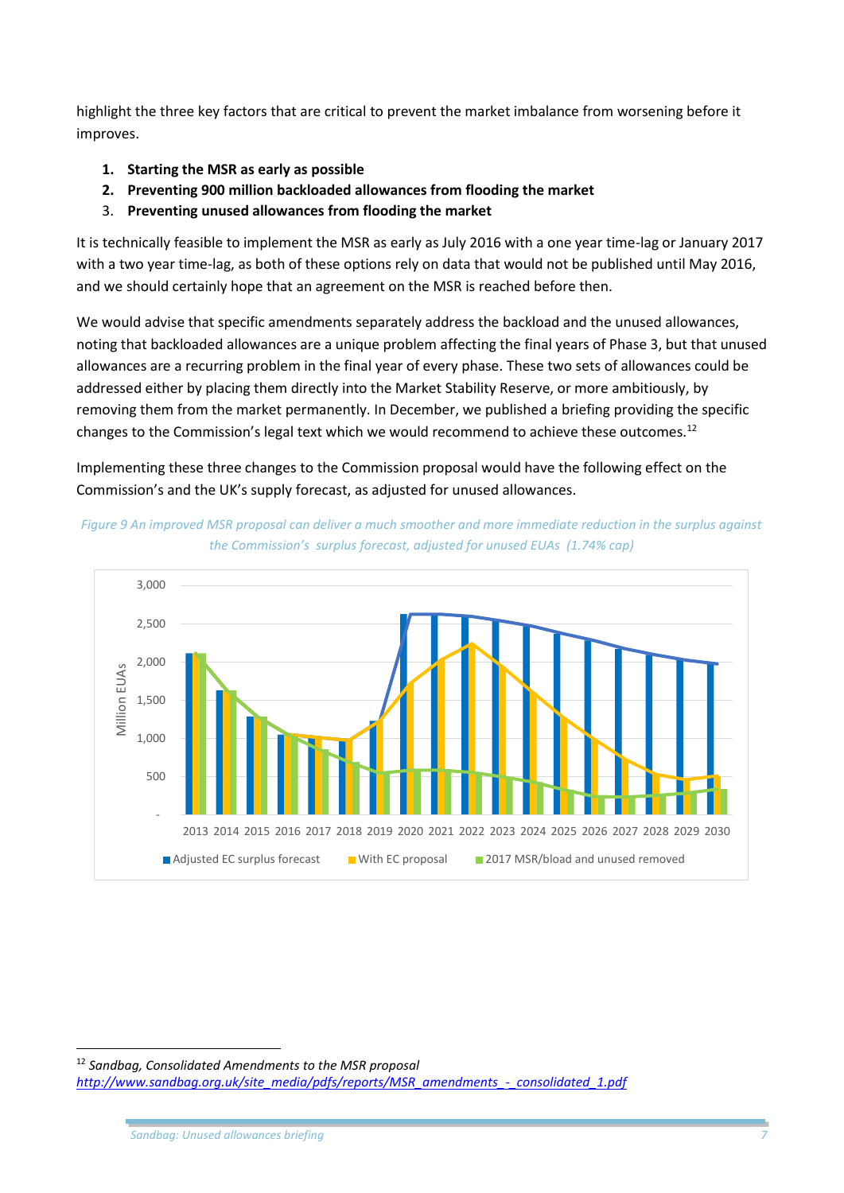highlight the three key factors that are critical to prevent the market imbalance from worsening before it improves.

1. **Starting the MSR as early as possible**
2. **Preventing 900 million backloaded allowances from flooding the market**
3. **Preventing unused allowances from flooding the market**

It is technically feasible to implement the MSR as early as July 2016 with a one year time-lag or January 2017 with a two year time-lag, as both of these options rely on data that would not be published until May 2016, and we should certainly hope that an agreement on the MSR is reached before then.

We would advise that specific amendments separately address the backload and the unused allowances, noting that backloaded allowances are a unique problem affecting the final years of Phase 3, but that unused allowances are a recurring problem in the final year of every phase. These two sets of allowances could be addressed either by placing them directly into the Market Stability Reserve, or more ambitiously, by removing them from the market permanently. In December, we published a briefing providing the specific changes to the Commission's legal text which we would recommend to achieve these outcomes.[12]

Implementing these three changes to the Commission proposal would have the following effect on the Commission's and the UK's supply forecast, as adjusted for unused allowances.

*Figure 9 An improved MSR proposal can deliver a much smoother and more immediate reduction in the surplus against the Commission's surplus forecast, adjusted for unused EUAs (1.74% cap)*

[12] *Sandbag, Consolidated Amendments to the MSR proposal* http://www.sandbag.org.uk/site_media/pdfs/reports/MSR_amendments_-_consolidated_1.pdf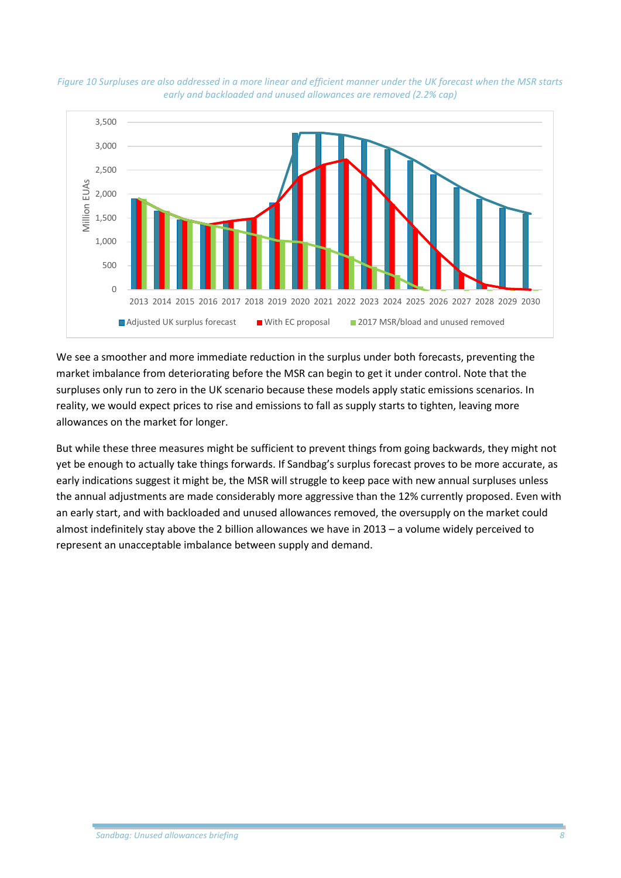*Figure 10 Surpluses are also addressed in a more linear and efficient manner under the UK forecast when the MSR starts early and backloaded and unused allowances are removed (2.2% cap)*

We see a smoother and more immediate reduction in the surplus under both forecasts, preventing the market imbalance from deteriorating before the MSR can begin to get it under control. Note that the surpluses only run to zero in the UK scenario because these models apply static emissions scenarios. In reality, we would expect prices to rise and emissions to fall as supply starts to tighten, leaving more allowances on the market for longer.

But while these three measures might be sufficient to prevent things from going backwards, they might not yet be enough to actually take things forwards. If Sandbag's surplus forecast proves to be more accurate, as early indications suggest it might be, the MSR will struggle to keep pace with new annual surpluses unless the annual adjustments are made considerably more aggressive than the 12% currently proposed. Even with an early start, and with backloaded and unused allowances removed, the oversupply on the market could almost indefinitely stay above the 2 billion allowances we have in 2013 – a volume widely perceived to represent an unacceptable imbalance between supply and demand.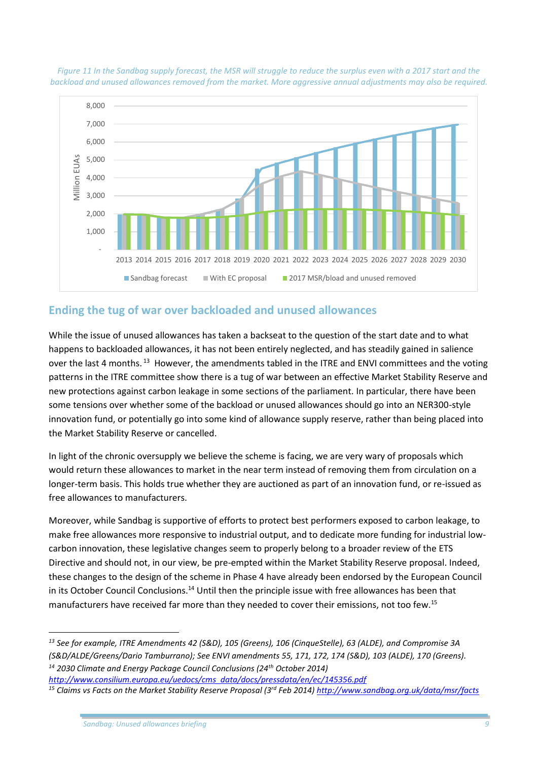*Figure 11 In the Sandbag supply forecast, the MSR will struggle to reduce the surplus even with a 2017 start and the backload and unused allowances removed from the market. More aggressive annual adjustments may also be required.*

## Ending the tug of war over backloaded and unused allowances

While the issue of unused allowances has taken a backseat to the question of the start date and to what happens to backloaded allowances, it has not been entirely neglected, and has steadily gained in salience over the last 4 months. [13] However, the amendments tabled in the ITRE and ENVI committees and the voting patterns in the ITRE committee show there is a tug of war between an effective Market Stability Reserve and new protections against carbon leakage in some sections of the parliament. In particular, there have been some tensions over whether some of the backload or unused allowances should go into an NER300-style innovation fund, or potentially go into some kind of allowance supply reserve, rather than being placed into the Market Stability Reserve or cancelled.

In light of the chronic oversupply we believe the scheme is facing, we are very wary of proposals which would return these allowances to market in the near term instead of removing them from circulation on a longer-term basis. This holds true whether they are auctioned as part of an innovation fund, or re-issued as free allowances to manufacturers.

Moreover, while Sandbag is supportive of efforts to protect best performers exposed to carbon leakage, to make free allowances more responsive to industrial output, and to dedicate more funding for industrial low-carbon innovation, these legislative changes seem to properly belong to a broader review of the ETS Directive and should not, in our view, be pre-empted within the Market Stability Reserve proposal. Indeed, these changes to the design of the scheme in Phase 4 have already been endorsed by the European Council in its October Council Conclusions.[14] Until then the principle issue with free allowances has been that manufacturers have received far more than they needed to cover their emissions, not too few.[15]

---

[13] *See for example, ITRE Amendments 42 (S&D), 105 (Greens), 106 (CinqueStelle), 63 (ALDE), and Compromise 3A (S&D/ALDE/Greens/Dario Tamburrano); See ENVI amendments 55, 171, 172, 174 (S&D), 103 (ALDE), 170 (Greens).*

[14] *2030 Climate and Energy Package Council Conclusions (24th October 2014)* http://www.consilium.europa.eu/uedocs/cms_data/docs/pressdata/en/ec/145356.pdf

[15] *Claims vs Facts on the Market Stability Reserve Proposal (3rd Feb 2014)* http://www.sandbag.org.uk/data/msr/facts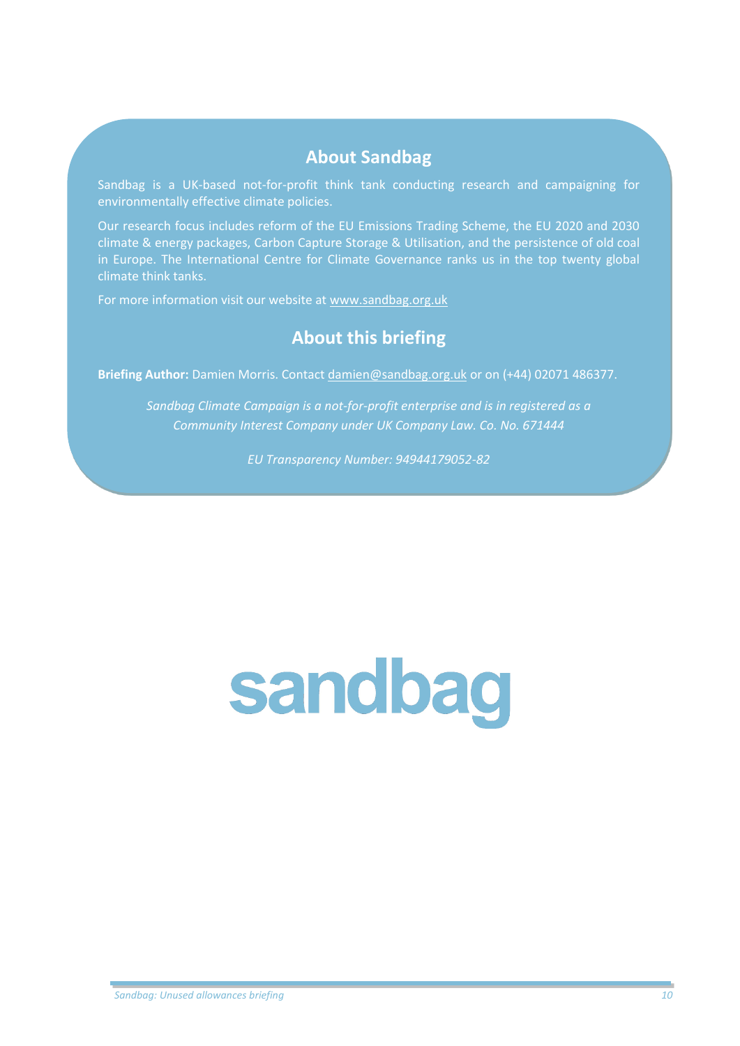## About Sandbag

Sandbag is a UK-based not-for-profit think tank conducting research and campaigning for environmentally effective climate policies.

Our research focus includes reform of the EU Emissions Trading Scheme, the EU 2020 and 2030 climate & energy packages, Carbon Capture Storage & Utilisation, and the persistence of old coal in Europe. The International Centre for Climate Governance ranks us in the top twenty global climate think tanks.

For more information visit our website at www.sandbag.org.uk

## About this briefing

**Briefing Author:** Damien Morris. Contact damien@sandbag.org.uk or on (+44) 02071 486377.

*Sandbag Climate Campaign is a not-for-profit enterprise and is in registered as a Community Interest Company under UK Company Law. Co. No. 671444*

*EU Transparency Number: 94944179052-82*

sandbag